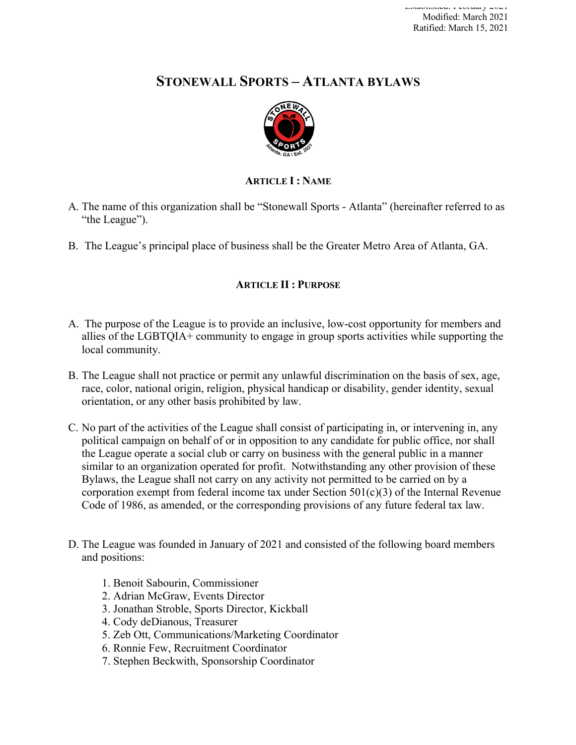Established: February 2021
Modified: March 2021
Ratified: March 15, 2021

# STONEWALL SPORTS – ATLANTA BYLAWS

## ARTICLE I : NAME

A. The name of this organization shall be "Stonewall Sports - Atlanta" (hereinafter referred to as "the League").

B. The League's principal place of business shall be the Greater Metro Area of Atlanta, GA.

## ARTICLE II : PURPOSE

A. The purpose of the League is to provide an inclusive, low-cost opportunity for members and allies of the LGBTQIA+ community to engage in group sports activities while supporting the local community.

B. The League shall not practice or permit any unlawful discrimination on the basis of sex, age, race, color, national origin, religion, physical handicap or disability, gender identity, sexual orientation, or any other basis prohibited by law.

C. No part of the activities of the League shall consist of participating in, or intervening in, any political campaign on behalf of or in opposition to any candidate for public office, nor shall the League operate a social club or carry on business with the general public in a manner similar to an organization operated for profit. Notwithstanding any other provision of these Bylaws, the League shall not carry on any activity not permitted to be carried on by a corporation exempt from federal income tax under Section 501(c)(3) of the Internal Revenue Code of 1986, as amended, or the corresponding provisions of any future federal tax law.

D. The League was founded in January of 2021 and consisted of the following board members and positions:

1. Benoit Sabourin, Commissioner
2. Adrian McGraw, Events Director
3. Jonathan Stroble, Sports Director, Kickball
4. Cody deDianous, Treasurer
5. Zeb Ott, Communications/Marketing Coordinator
6. Ronnie Few, Recruitment Coordinator
7. Stephen Beckwith, Sponsorship Coordinator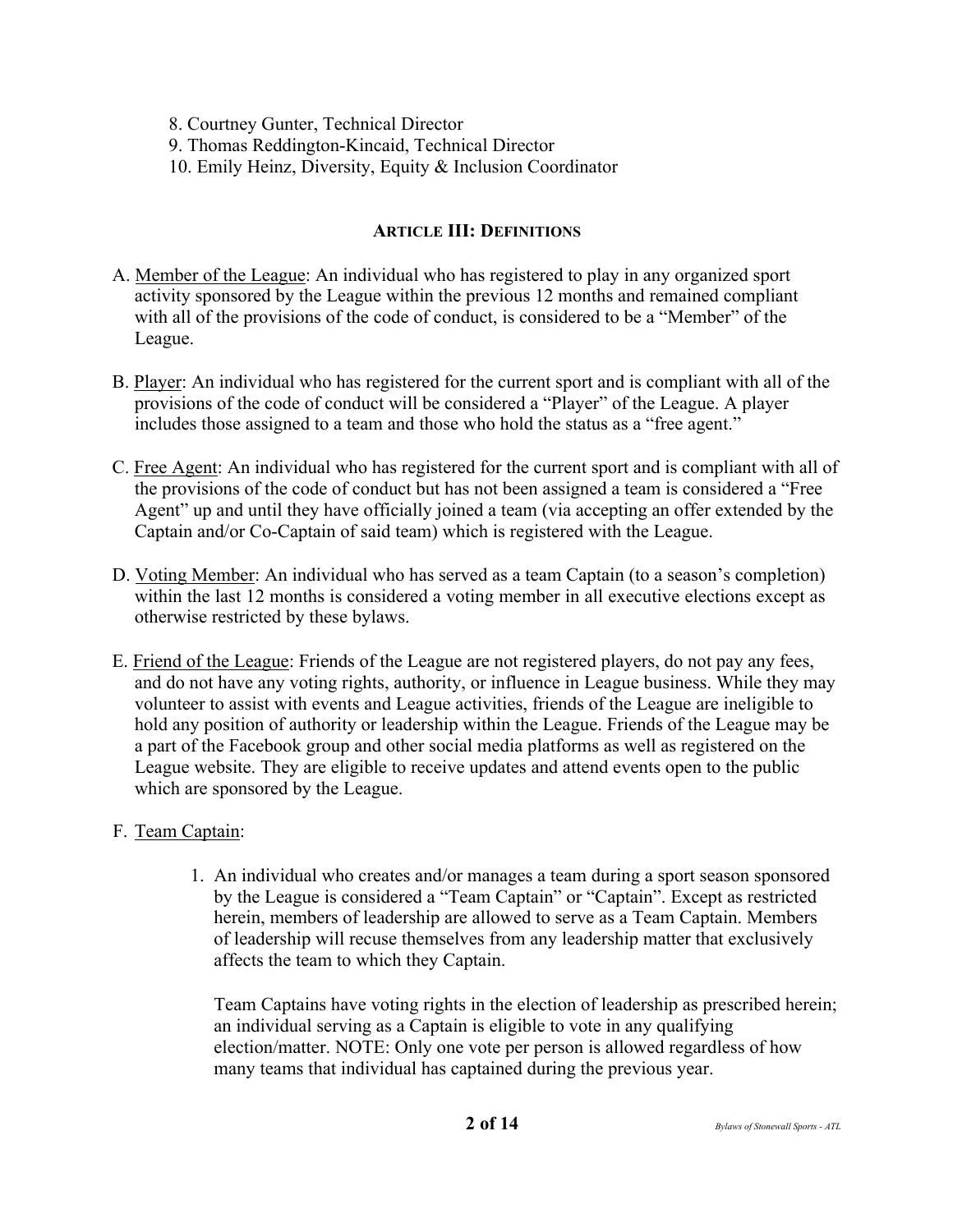8. Courtney Gunter, Technical Director
9. Thomas Reddington-Kincaid, Technical Director
10. Emily Heinz, Diversity, Equity & Inclusion Coordinator

## ARTICLE III: DEFINITIONS

A. Member of the League: An individual who has registered to play in any organized sport activity sponsored by the League within the previous 12 months and remained compliant with all of the provisions of the code of conduct, is considered to be a "Member" of the League.

B. Player: An individual who has registered for the current sport and is compliant with all of the provisions of the code of conduct will be considered a "Player" of the League. A player includes those assigned to a team and those who hold the status as a "free agent."

C. Free Agent: An individual who has registered for the current sport and is compliant with all of the provisions of the code of conduct but has not been assigned a team is considered a "Free Agent" up and until they have officially joined a team (via accepting an offer extended by the Captain and/or Co-Captain of said team) which is registered with the League.

D. Voting Member: An individual who has served as a team Captain (to a season's completion) within the last 12 months is considered a voting member in all executive elections except as otherwise restricted by these bylaws.

E. Friend of the League: Friends of the League are not registered players, do not pay any fees, and do not have any voting rights, authority, or influence in League business. While they may volunteer to assist with events and League activities, friends of the League are ineligible to hold any position of authority or leadership within the League. Friends of the League may be a part of the Facebook group and other social media platforms as well as registered on the League website. They are eligible to receive updates and attend events open to the public which are sponsored by the League.

F. Team Captain:

1. An individual who creates and/or manages a team during a sport season sponsored by the League is considered a "Team Captain" or "Captain". Except as restricted herein, members of leadership are allowed to serve as a Team Captain. Members of leadership will recuse themselves from any leadership matter that exclusively affects the team to which they Captain.

   Team Captains have voting rights in the election of leadership as prescribed herein; an individual serving as a Captain is eligible to vote in any qualifying election/matter. NOTE: Only one vote per person is allowed regardless of how many teams that individual has captained during the previous year.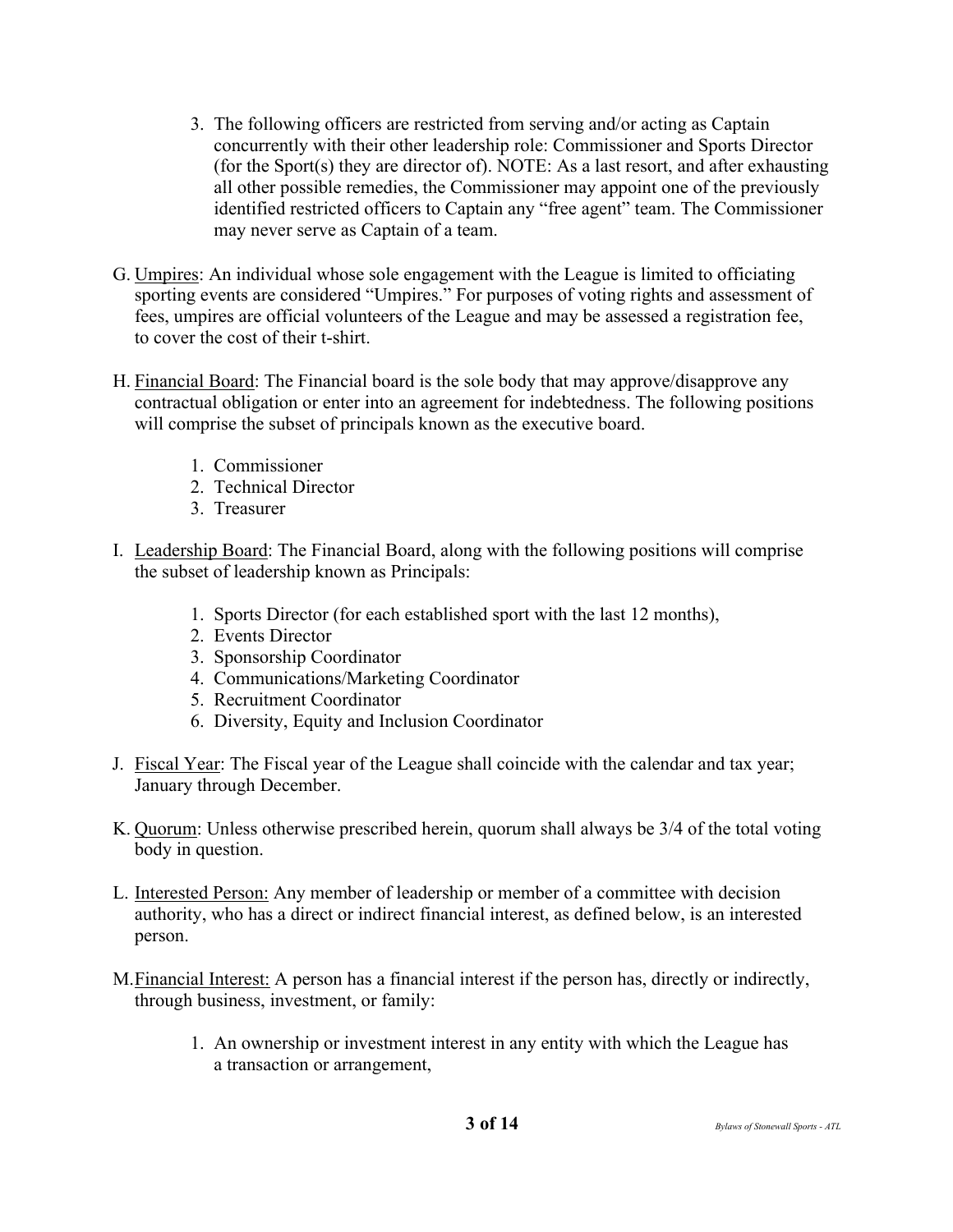3. The following officers are restricted from serving and/or acting as Captain concurrently with their other leadership role: Commissioner and Sports Director (for the Sport(s) they are director of). NOTE: As a last resort, and after exhausting all other possible remedies, the Commissioner may appoint one of the previously identified restricted officers to Captain any "free agent" team. The Commissioner may never serve as Captain of a team.

G. <u>Umpires</u>: An individual whose sole engagement with the League is limited to officiating sporting events are considered "Umpires." For purposes of voting rights and assessment of fees, umpires are official volunteers of the League and may be assessed a registration fee, to cover the cost of their t-shirt.

H. <u>Financial Board</u>: The Financial board is the sole body that may approve/disapprove any contractual obligation or enter into an agreement for indebtedness. The following positions will comprise the subset of principals known as the executive board.

1. Commissioner
2. Technical Director
3. Treasurer

I. <u>Leadership Board</u>: The Financial Board, along with the following positions will comprise the subset of leadership known as Principals:

1. Sports Director (for each established sport with the last 12 months),
2. Events Director
3. Sponsorship Coordinator
4. Communications/Marketing Coordinator
5. Recruitment Coordinator
6. Diversity, Equity and Inclusion Coordinator

J. <u>Fiscal Year</u>: The Fiscal year of the League shall coincide with the calendar and tax year; January through December.

K. <u>Quorum</u>: Unless otherwise prescribed herein, quorum shall always be 3/4 of the total voting body in question.

L. <u>Interested Person:</u> Any member of leadership or member of a committee with decision authority, who has a direct or indirect financial interest, as defined below, is an interested person.

M. <u>Financial Interest:</u> A person has a financial interest if the person has, directly or indirectly, through business, investment, or family:

1. An ownership or investment interest in any entity with which the League has a transaction or arrangement,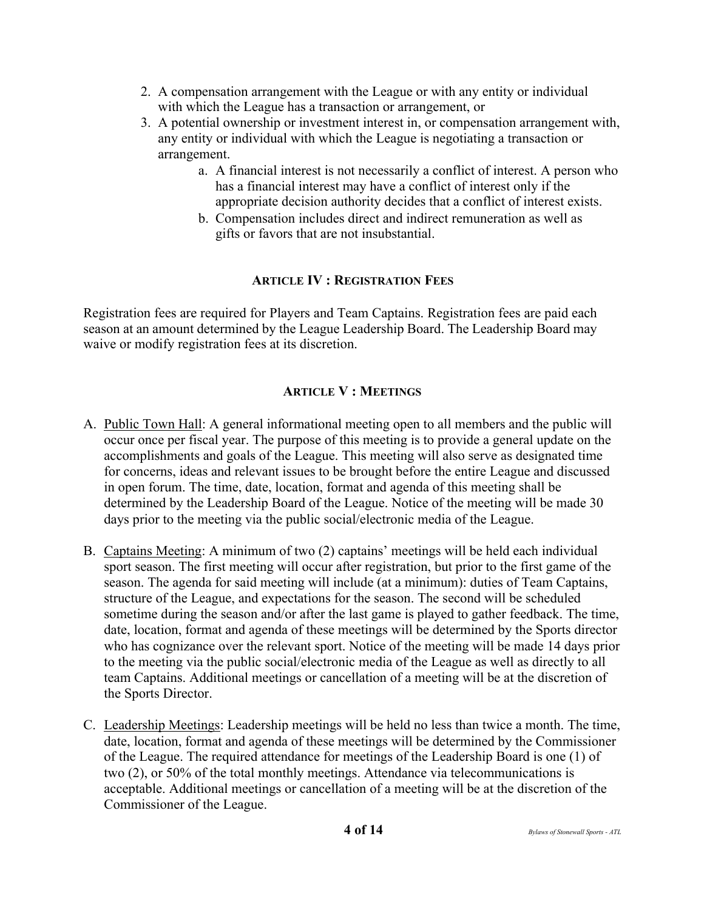2. A compensation arrangement with the League or with any entity or individual with which the League has a transaction or arrangement, or
3. A potential ownership or investment interest in, or compensation arrangement with, any entity or individual with which the League is negotiating a transaction or arrangement.
    a. A financial interest is not necessarily a conflict of interest. A person who has a financial interest may have a conflict of interest only if the appropriate decision authority decides that a conflict of interest exists.
    b. Compensation includes direct and indirect remuneration as well as gifts or favors that are not insubstantial.

## ARTICLE IV : REGISTRATION FEES

Registration fees are required for Players and Team Captains. Registration fees are paid each season at an amount determined by the League Leadership Board. The Leadership Board may waive or modify registration fees at its discretion.

## ARTICLE V : MEETINGS

A. Public Town Hall: A general informational meeting open to all members and the public will occur once per fiscal year. The purpose of this meeting is to provide a general update on the accomplishments and goals of the League. This meeting will also serve as designated time for concerns, ideas and relevant issues to be brought before the entire League and discussed in open forum. The time, date, location, format and agenda of this meeting shall be determined by the Leadership Board of the League. Notice of the meeting will be made 30 days prior to the meeting via the public social/electronic media of the League.

B. Captains Meeting: A minimum of two (2) captains' meetings will be held each individual sport season. The first meeting will occur after registration, but prior to the first game of the season. The agenda for said meeting will include (at a minimum): duties of Team Captains, structure of the League, and expectations for the season. The second will be scheduled sometime during the season and/or after the last game is played to gather feedback. The time, date, location, format and agenda of these meetings will be determined by the Sports director who has cognizance over the relevant sport. Notice of the meeting will be made 14 days prior to the meeting via the public social/electronic media of the League as well as directly to all team Captains. Additional meetings or cancellation of a meeting will be at the discretion of the Sports Director.

C. Leadership Meetings: Leadership meetings will be held no less than twice a month. The time, date, location, format and agenda of these meetings will be determined by the Commissioner of the League. The required attendance for meetings of the Leadership Board is one (1) of two (2), or 50% of the total monthly meetings. Attendance via telecommunications is acceptable. Additional meetings or cancellation of a meeting will be at the discretion of the Commissioner of the League.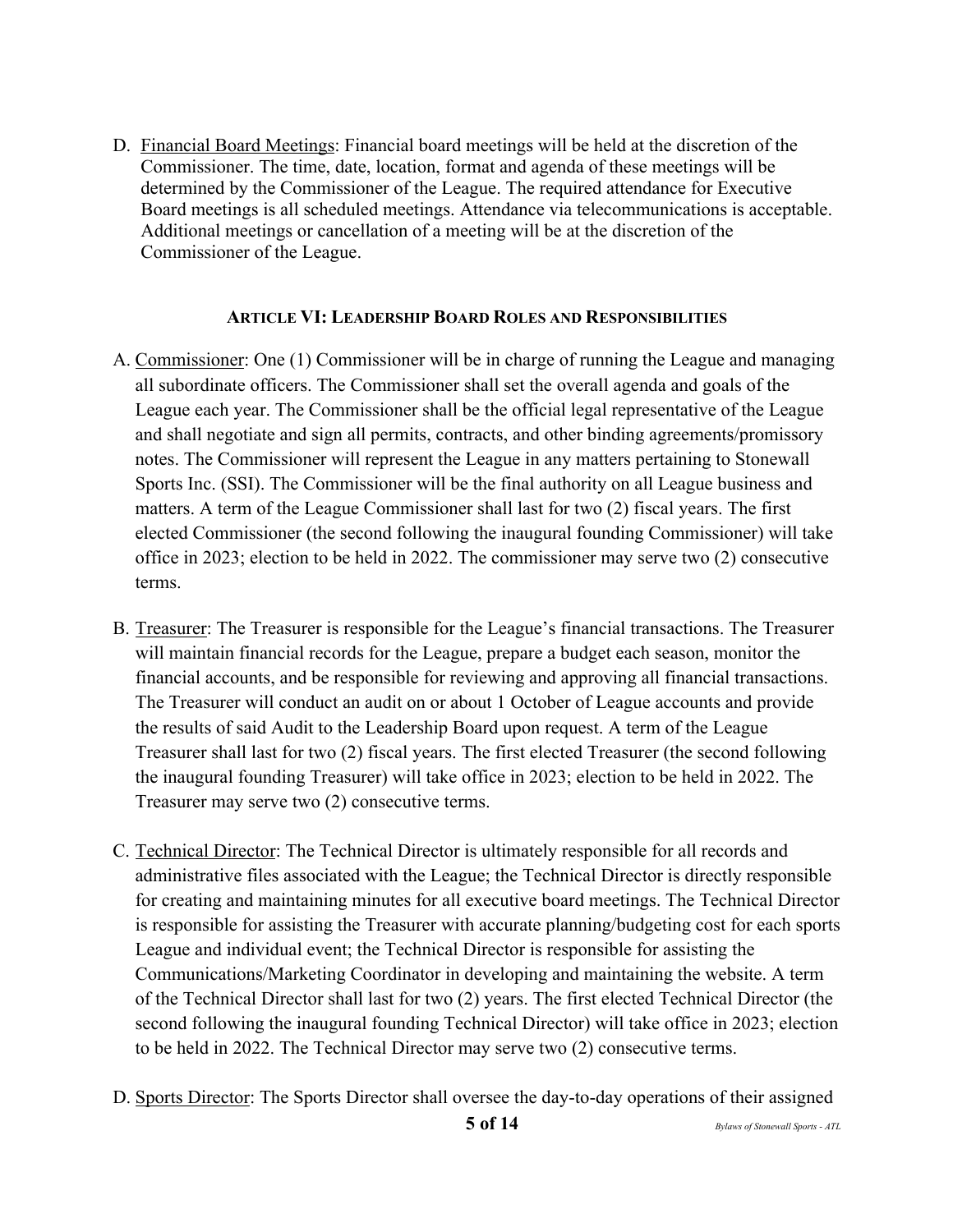D. Financial Board Meetings: Financial board meetings will be held at the discretion of the Commissioner. The time, date, location, format and agenda of these meetings will be determined by the Commissioner of the League. The required attendance for Executive Board meetings is all scheduled meetings. Attendance via telecommunications is acceptable. Additional meetings or cancellation of a meeting will be at the discretion of the Commissioner of the League.

## ARTICLE VI: LEADERSHIP BOARD ROLES AND RESPONSIBILITIES

A. Commissioner: One (1) Commissioner will be in charge of running the League and managing all subordinate officers. The Commissioner shall set the overall agenda and goals of the League each year. The Commissioner shall be the official legal representative of the League and shall negotiate and sign all permits, contracts, and other binding agreements/promissory notes. The Commissioner will represent the League in any matters pertaining to Stonewall Sports Inc. (SSI). The Commissioner will be the final authority on all League business and matters. A term of the League Commissioner shall last for two (2) fiscal years. The first elected Commissioner (the second following the inaugural founding Commissioner) will take office in 2023; election to be held in 2022. The commissioner may serve two (2) consecutive terms.

B. Treasurer: The Treasurer is responsible for the League's financial transactions. The Treasurer will maintain financial records for the League, prepare a budget each season, monitor the financial accounts, and be responsible for reviewing and approving all financial transactions. The Treasurer will conduct an audit on or about 1 October of League accounts and provide the results of said Audit to the Leadership Board upon request. A term of the League Treasurer shall last for two (2) fiscal years. The first elected Treasurer (the second following the inaugural founding Treasurer) will take office in 2023; election to be held in 2022. The Treasurer may serve two (2) consecutive terms.

C. Technical Director: The Technical Director is ultimately responsible for all records and administrative files associated with the League; the Technical Director is directly responsible for creating and maintaining minutes for all executive board meetings. The Technical Director is responsible for assisting the Treasurer with accurate planning/budgeting cost for each sports League and individual event; the Technical Director is responsible for assisting the Communications/Marketing Coordinator in developing and maintaining the website. A term of the Technical Director shall last for two (2) years. The first elected Technical Director (the second following the inaugural founding Technical Director) will take office in 2023; election to be held in 2022. The Technical Director may serve two (2) consecutive terms.

D. Sports Director: The Sports Director shall oversee the day-to-day operations of their assigned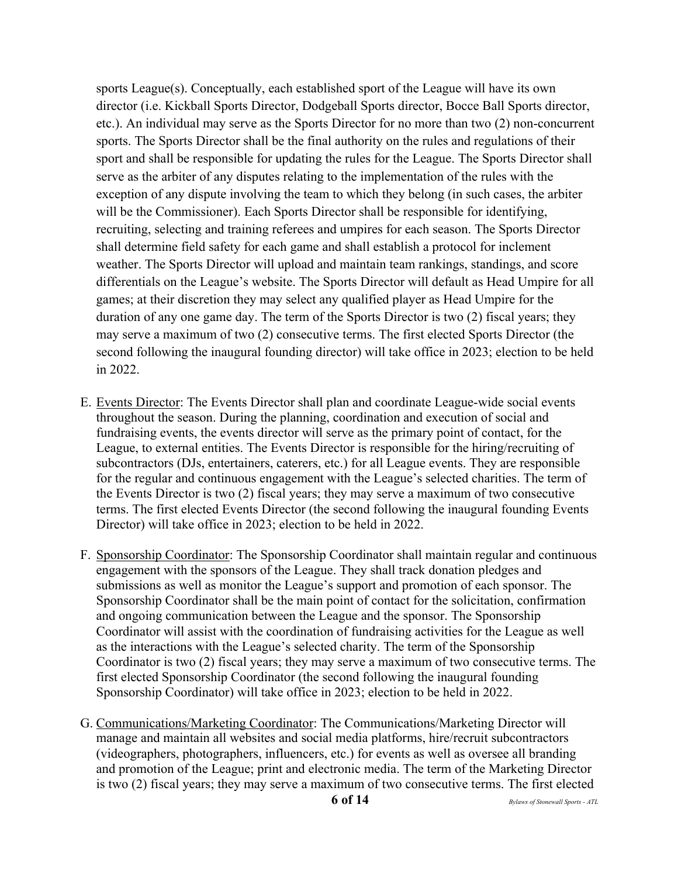sports League(s). Conceptually, each established sport of the League will have its own director (i.e. Kickball Sports Director, Dodgeball Sports director, Bocce Ball Sports director, etc.). An individual may serve as the Sports Director for no more than two (2) non-concurrent sports. The Sports Director shall be the final authority on the rules and regulations of their sport and shall be responsible for updating the rules for the League. The Sports Director shall serve as the arbiter of any disputes relating to the implementation of the rules with the exception of any dispute involving the team to which they belong (in such cases, the arbiter will be the Commissioner). Each Sports Director shall be responsible for identifying, recruiting, selecting and training referees and umpires for each season. The Sports Director shall determine field safety for each game and shall establish a protocol for inclement weather. The Sports Director will upload and maintain team rankings, standings, and score differentials on the League's website. The Sports Director will default as Head Umpire for all games; at their discretion they may select any qualified player as Head Umpire for the duration of any one game day. The term of the Sports Director is two (2) fiscal years; they may serve a maximum of two (2) consecutive terms. The first elected Sports Director (the second following the inaugural founding director) will take office in 2023; election to be held in 2022.

E. <u>Events Director</u>: The Events Director shall plan and coordinate League-wide social events throughout the season. During the planning, coordination and execution of social and fundraising events, the events director will serve as the primary point of contact, for the League, to external entities. The Events Director is responsible for the hiring/recruiting of subcontractors (DJs, entertainers, caterers, etc.) for all League events. They are responsible for the regular and continuous engagement with the League's selected charities. The term of the Events Director is two (2) fiscal years; they may serve a maximum of two consecutive terms. The first elected Events Director (the second following the inaugural founding Events Director) will take office in 2023; election to be held in 2022.

F. <u>Sponsorship Coordinator</u>: The Sponsorship Coordinator shall maintain regular and continuous engagement with the sponsors of the League. They shall track donation pledges and submissions as well as monitor the League's support and promotion of each sponsor. The Sponsorship Coordinator shall be the main point of contact for the solicitation, confirmation and ongoing communication between the League and the sponsor. The Sponsorship Coordinator will assist with the coordination of fundraising activities for the League as well as the interactions with the League's selected charity. The term of the Sponsorship Coordinator is two (2) fiscal years; they may serve a maximum of two consecutive terms. The first elected Sponsorship Coordinator (the second following the inaugural founding Sponsorship Coordinator) will take office in 2023; election to be held in 2022.

G. <u>Communications/Marketing Coordinator</u>: The Communications/Marketing Director will manage and maintain all websites and social media platforms, hire/recruit subcontractors (videographers, photographers, influencers, etc.) for events as well as oversee all branding and promotion of the League; print and electronic media. The term of the Marketing Director is two (2) fiscal years; they may serve a maximum of two consecutive terms. The first elected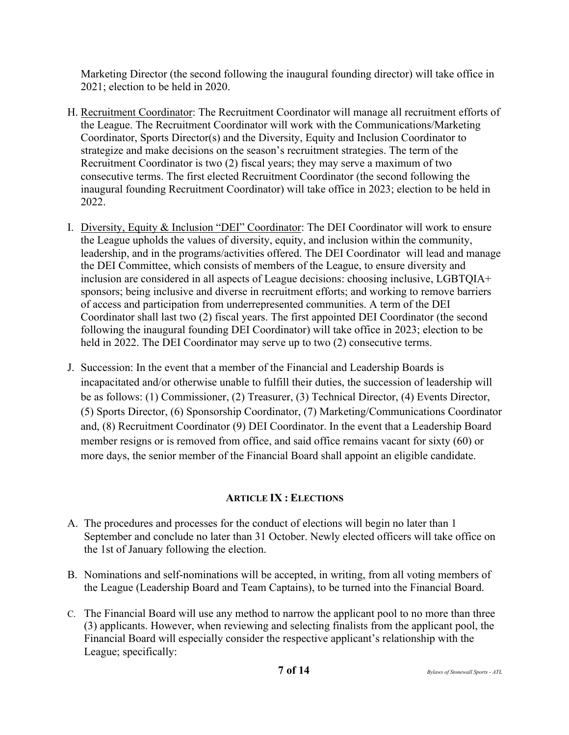Marketing Director (the second following the inaugural founding director) will take office in 2021; election to be held in 2020.

H. Recruitment Coordinator: The Recruitment Coordinator will manage all recruitment efforts of the League. The Recruitment Coordinator will work with the Communications/Marketing Coordinator, Sports Director(s) and the Diversity, Equity and Inclusion Coordinator to strategize and make decisions on the season's recruitment strategies. The term of the Recruitment Coordinator is two (2) fiscal years; they may serve a maximum of two consecutive terms. The first elected Recruitment Coordinator (the second following the inaugural founding Recruitment Coordinator) will take office in 2023; election to be held in 2022.

I. Diversity, Equity & Inclusion "DEI" Coordinator: The DEI Coordinator will work to ensure the League upholds the values of diversity, equity, and inclusion within the community, leadership, and in the programs/activities offered. The DEI Coordinator will lead and manage the DEI Committee, which consists of members of the League, to ensure diversity and inclusion are considered in all aspects of League decisions: choosing inclusive, LGBTQIA+ sponsors; being inclusive and diverse in recruitment efforts; and working to remove barriers of access and participation from underrepresented communities. A term of the DEI Coordinator shall last two (2) fiscal years. The first appointed DEI Coordinator (the second following the inaugural founding DEI Coordinator) will take office in 2023; election to be held in 2022. The DEI Coordinator may serve up to two (2) consecutive terms.

J. Succession: In the event that a member of the Financial and Leadership Boards is incapacitated and/or otherwise unable to fulfill their duties, the succession of leadership will be as follows: (1) Commissioner, (2) Treasurer, (3) Technical Director, (4) Events Director, (5) Sports Director, (6) Sponsorship Coordinator, (7) Marketing/Communications Coordinator and, (8) Recruitment Coordinator (9) DEI Coordinator. In the event that a Leadership Board member resigns or is removed from office, and said office remains vacant for sixty (60) or more days, the senior member of the Financial Board shall appoint an eligible candidate.

## ARTICLE IX : ELECTIONS

A. The procedures and processes for the conduct of elections will begin no later than 1 September and conclude no later than 31 October. Newly elected officers will take office on the 1st of January following the election.

B. Nominations and self-nominations will be accepted, in writing, from all voting members of the League (Leadership Board and Team Captains), to be turned into the Financial Board.

C. The Financial Board will use any method to narrow the applicant pool to no more than three (3) applicants. However, when reviewing and selecting finalists from the applicant pool, the Financial Board will especially consider the respective applicant's relationship with the League; specifically: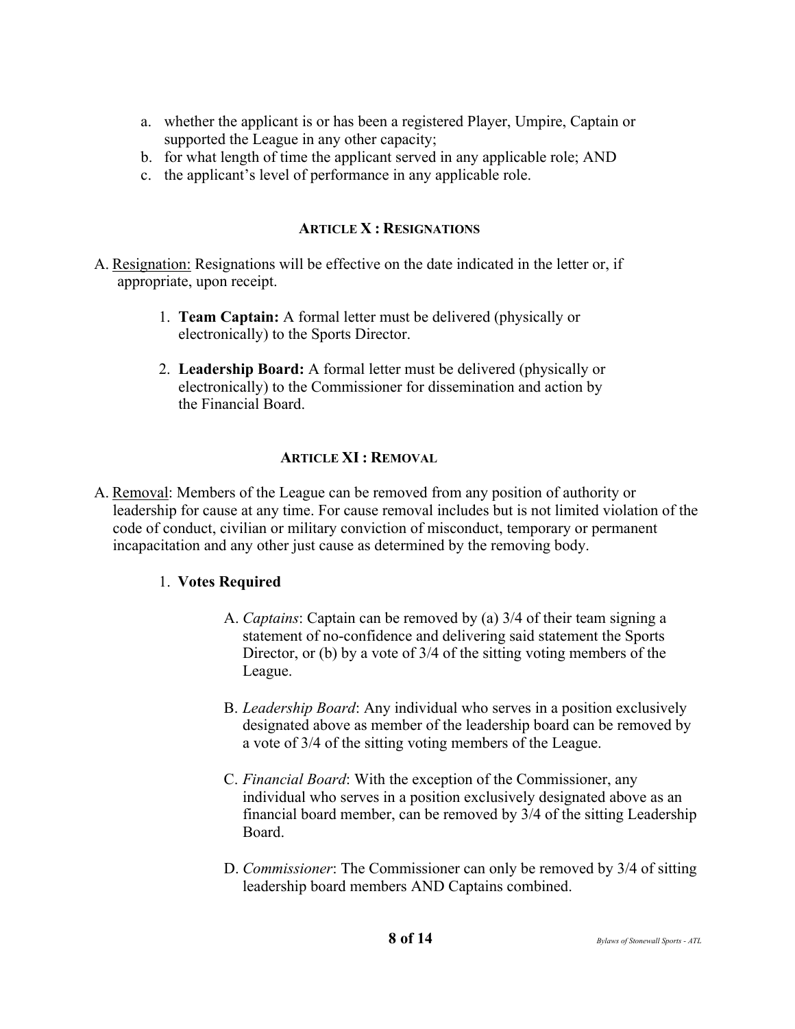a. whether the applicant is or has been a registered Player, Umpire, Captain or supported the League in any other capacity;
b. for what length of time the applicant served in any applicable role; AND
c. the applicant's level of performance in any applicable role.

## ARTICLE X : RESIGNATIONS

A. Resignation: Resignations will be effective on the date indicated in the letter or, if appropriate, upon receipt.

1. **Team Captain:** A formal letter must be delivered (physically or electronically) to the Sports Director.

2. **Leadership Board:** A formal letter must be delivered (physically or electronically) to the Commissioner for dissemination and action by the Financial Board.

## ARTICLE XI : REMOVAL

A. Removal: Members of the League can be removed from any position of authority or leadership for cause at any time. For cause removal includes but is not limited violation of the code of conduct, civilian or military conviction of misconduct, temporary or permanent incapacitation and any other just cause as determined by the removing body.

1. **Votes Required**

   A. *Captains*: Captain can be removed by (a) 3/4 of their team signing a statement of no-confidence and delivering said statement the Sports Director, or (b) by a vote of 3/4 of the sitting voting members of the League.

   B. *Leadership Board*: Any individual who serves in a position exclusively designated above as member of the leadership board can be removed by a vote of 3/4 of the sitting voting members of the League.

   C. *Financial Board*: With the exception of the Commissioner, any individual who serves in a position exclusively designated above as an financial board member, can be removed by 3/4 of the sitting Leadership Board.

   D. *Commissioner*: The Commissioner can only be removed by 3/4 of sitting leadership board members AND Captains combined.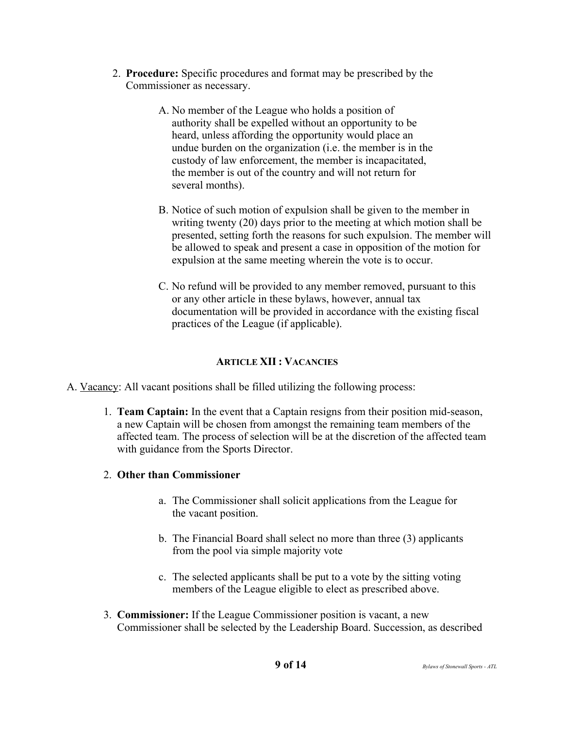2. **Procedure:** Specific procedures and format may be prescribed by the Commissioner as necessary.

   A. No member of the League who holds a position of authority shall be expelled without an opportunity to be heard, unless affording the opportunity would place an undue burden on the organization (i.e. the member is in the custody of law enforcement, the member is incapacitated, the member is out of the country and will not return for several months).

   B. Notice of such motion of expulsion shall be given to the member in writing twenty (20) days prior to the meeting at which motion shall be presented, setting forth the reasons for such expulsion. The member will be allowed to speak and present a case in opposition of the motion for expulsion at the same meeting wherein the vote is to occur.

   C. No refund will be provided to any member removed, pursuant to this or any other article in these bylaws, however, annual tax documentation will be provided in accordance with the existing fiscal practices of the League (if applicable).

## ARTICLE XII : VACANCIES

A. Vacancy: All vacant positions shall be filled utilizing the following process:

1. **Team Captain:** In the event that a Captain resigns from their position mid-season, a new Captain will be chosen from amongst the remaining team members of the affected team. The process of selection will be at the discretion of the affected team with guidance from the Sports Director.

2. **Other than Commissioner**

   a. The Commissioner shall solicit applications from the League for the vacant position.

   b. The Financial Board shall select no more than three (3) applicants from the pool via simple majority vote

   c. The selected applicants shall be put to a vote by the sitting voting members of the League eligible to elect as prescribed above.

3. **Commissioner:** If the League Commissioner position is vacant, a new Commissioner shall be selected by the Leadership Board. Succession, as described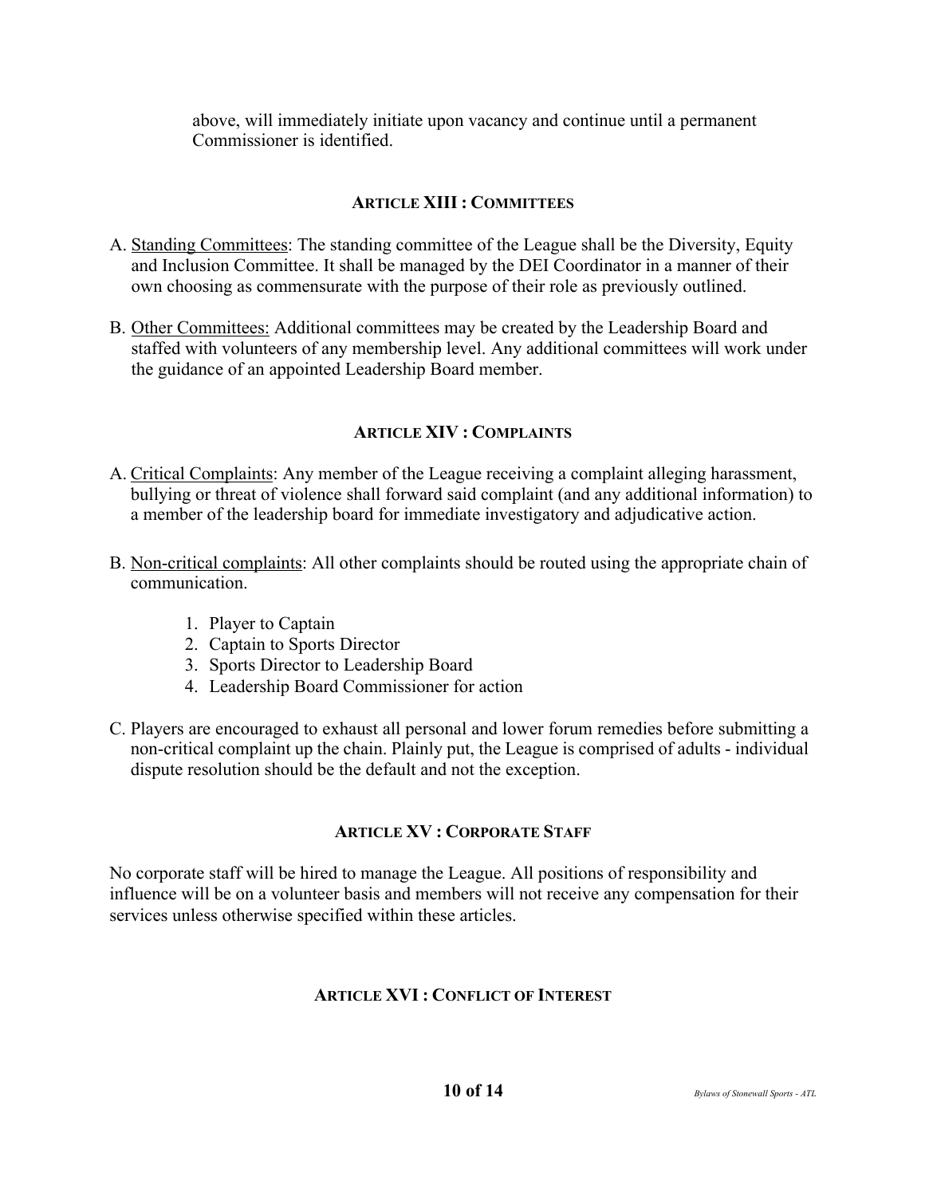above, will immediately initiate upon vacancy and continue until a permanent Commissioner is identified.

## ARTICLE XIII : COMMITTEES

A. Standing Committees: The standing committee of the League shall be the Diversity, Equity and Inclusion Committee. It shall be managed by the DEI Coordinator in a manner of their own choosing as commensurate with the purpose of their role as previously outlined.

B. Other Committees: Additional committees may be created by the Leadership Board and staffed with volunteers of any membership level. Any additional committees will work under the guidance of an appointed Leadership Board member.

## ARTICLE XIV : COMPLAINTS

A. Critical Complaints: Any member of the League receiving a complaint alleging harassment, bullying or threat of violence shall forward said complaint (and any additional information) to a member of the leadership board for immediate investigatory and adjudicative action.

B. Non-critical complaints: All other complaints should be routed using the appropriate chain of communication.

1. Player to Captain
2. Captain to Sports Director
3. Sports Director to Leadership Board
4. Leadership Board Commissioner for action

C. Players are encouraged to exhaust all personal and lower forum remedies before submitting a non-critical complaint up the chain. Plainly put, the League is comprised of adults - individual dispute resolution should be the default and not the exception.

## ARTICLE XV : CORPORATE STAFF

No corporate staff will be hired to manage the League. All positions of responsibility and influence will be on a volunteer basis and members will not receive any compensation for their services unless otherwise specified within these articles.

## ARTICLE XVI : CONFLICT OF INTEREST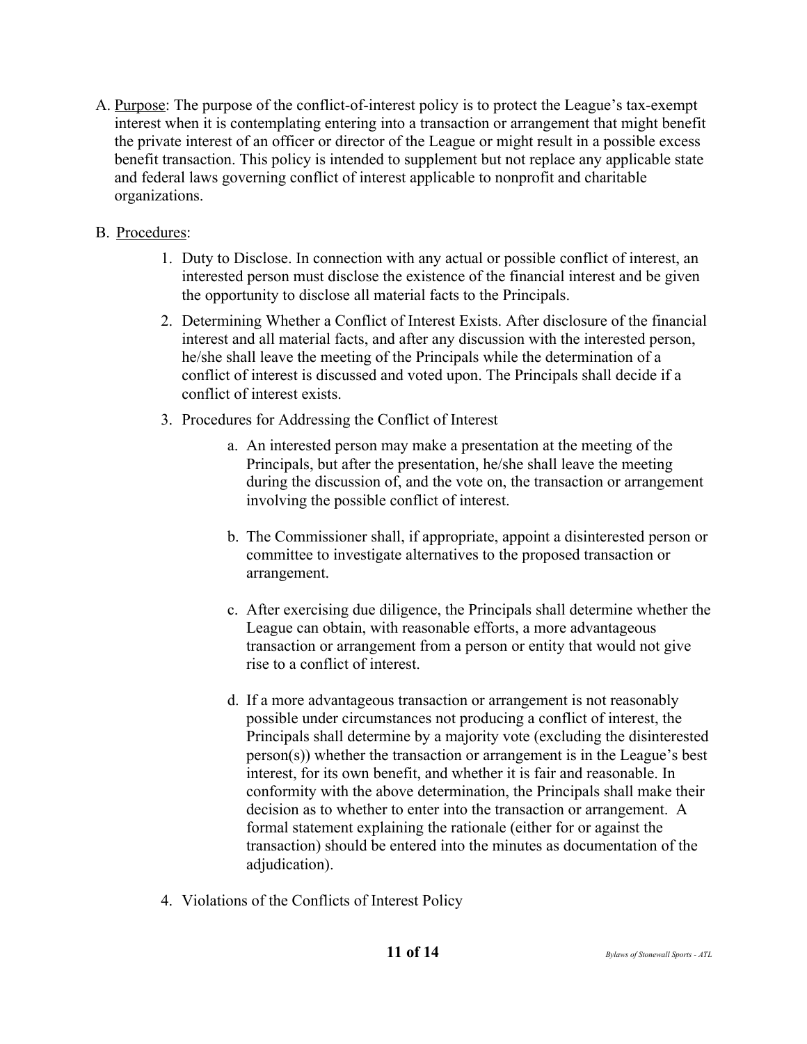A. <u>Purpose</u>: The purpose of the conflict-of-interest policy is to protect the League's tax-exempt interest when it is contemplating entering into a transaction or arrangement that might benefit the private interest of an officer or director of the League or might result in a possible excess benefit transaction. This policy is intended to supplement but not replace any applicable state and federal laws governing conflict of interest applicable to nonprofit and charitable organizations.

B. <u>Procedures</u>:

   1. Duty to Disclose. In connection with any actual or possible conflict of interest, an interested person must disclose the existence of the financial interest and be given the opportunity to disclose all material facts to the Principals.

   2. Determining Whether a Conflict of Interest Exists. After disclosure of the financial interest and all material facts, and after any discussion with the interested person, he/she shall leave the meeting of the Principals while the determination of a conflict of interest is discussed and voted upon. The Principals shall decide if a conflict of interest exists.

   3. Procedures for Addressing the Conflict of Interest

      a. An interested person may make a presentation at the meeting of the Principals, but after the presentation, he/she shall leave the meeting during the discussion of, and the vote on, the transaction or arrangement involving the possible conflict of interest.

      b. The Commissioner shall, if appropriate, appoint a disinterested person or committee to investigate alternatives to the proposed transaction or arrangement.

      c. After exercising due diligence, the Principals shall determine whether the League can obtain, with reasonable efforts, a more advantageous transaction or arrangement from a person or entity that would not give rise to a conflict of interest.

      d. If a more advantageous transaction or arrangement is not reasonably possible under circumstances not producing a conflict of interest, the Principals shall determine by a majority vote (excluding the disinterested person(s)) whether the transaction or arrangement is in the League's best interest, for its own benefit, and whether it is fair and reasonable. In conformity with the above determination, the Principals shall make their decision as to whether to enter into the transaction or arrangement. A formal statement explaining the rationale (either for or against the transaction) should be entered into the minutes as documentation of the adjudication).

4. Violations of the Conflicts of Interest Policy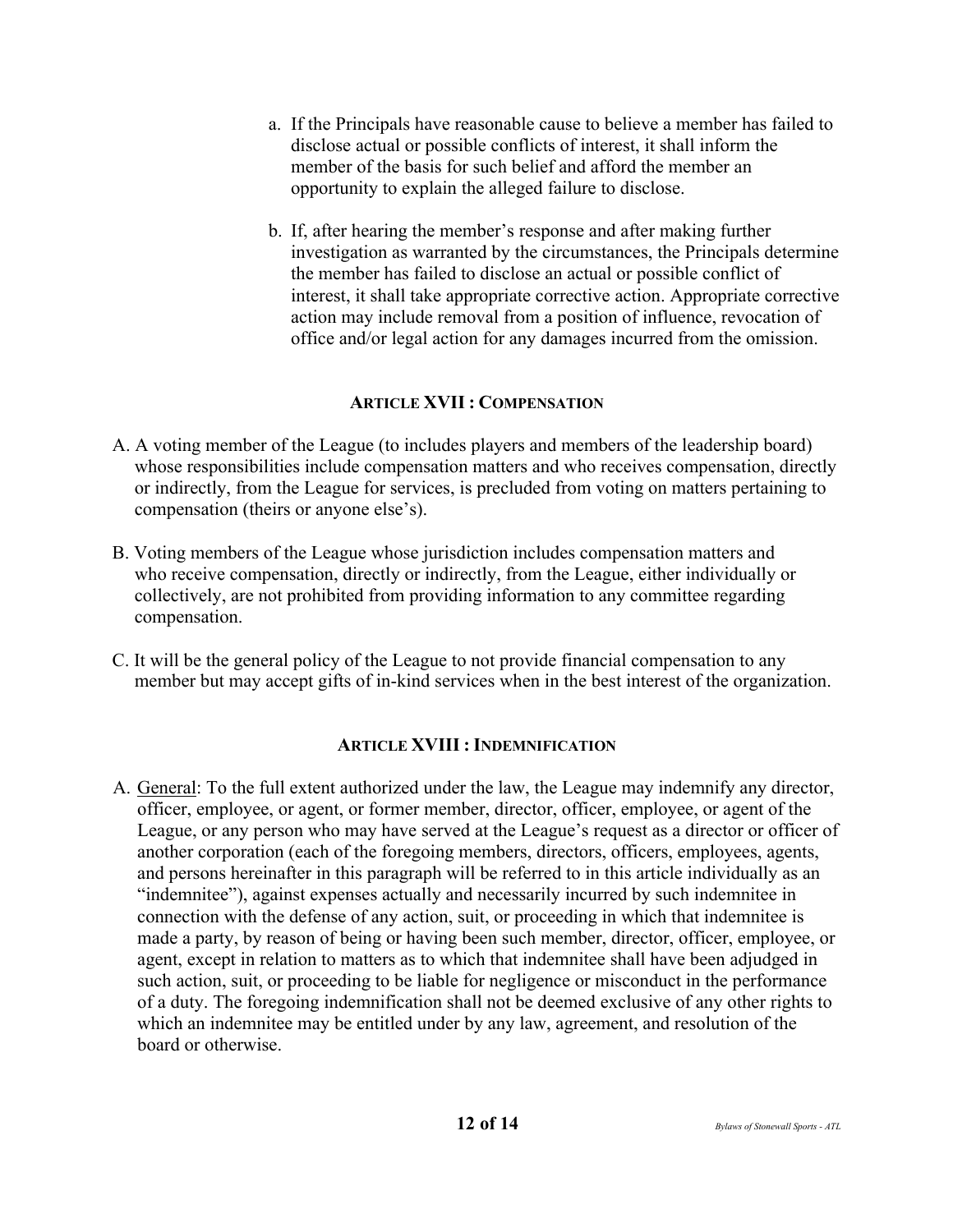a. If the Principals have reasonable cause to believe a member has failed to disclose actual or possible conflicts of interest, it shall inform the member of the basis for such belief and afford the member an opportunity to explain the alleged failure to disclose.

b. If, after hearing the member's response and after making further investigation as warranted by the circumstances, the Principals determine the member has failed to disclose an actual or possible conflict of interest, it shall take appropriate corrective action. Appropriate corrective action may include removal from a position of influence, revocation of office and/or legal action for any damages incurred from the omission.

## ARTICLE XVII : COMPENSATION

A. A voting member of the League (to includes players and members of the leadership board) whose responsibilities include compensation matters and who receives compensation, directly or indirectly, from the League for services, is precluded from voting on matters pertaining to compensation (theirs or anyone else's).

B. Voting members of the League whose jurisdiction includes compensation matters and who receive compensation, directly or indirectly, from the League, either individually or collectively, are not prohibited from providing information to any committee regarding compensation.

C. It will be the general policy of the League to not provide financial compensation to any member but may accept gifts of in-kind services when in the best interest of the organization.

## ARTICLE XVIII : INDEMNIFICATION

A. <u>General</u>: To the full extent authorized under the law, the League may indemnify any director, officer, employee, or agent, or former member, director, officer, employee, or agent of the League, or any person who may have served at the League's request as a director or officer of another corporation (each of the foregoing members, directors, officers, employees, agents, and persons hereinafter in this paragraph will be referred to in this article individually as an "indemnitee"), against expenses actually and necessarily incurred by such indemnitee in connection with the defense of any action, suit, or proceeding in which that indemnitee is made a party, by reason of being or having been such member, director, officer, employee, or agent, except in relation to matters as to which that indemnitee shall have been adjudged in such action, suit, or proceeding to be liable for negligence or misconduct in the performance of a duty. The foregoing indemnification shall not be deemed exclusive of any other rights to which an indemnitee may be entitled under by any law, agreement, and resolution of the board or otherwise.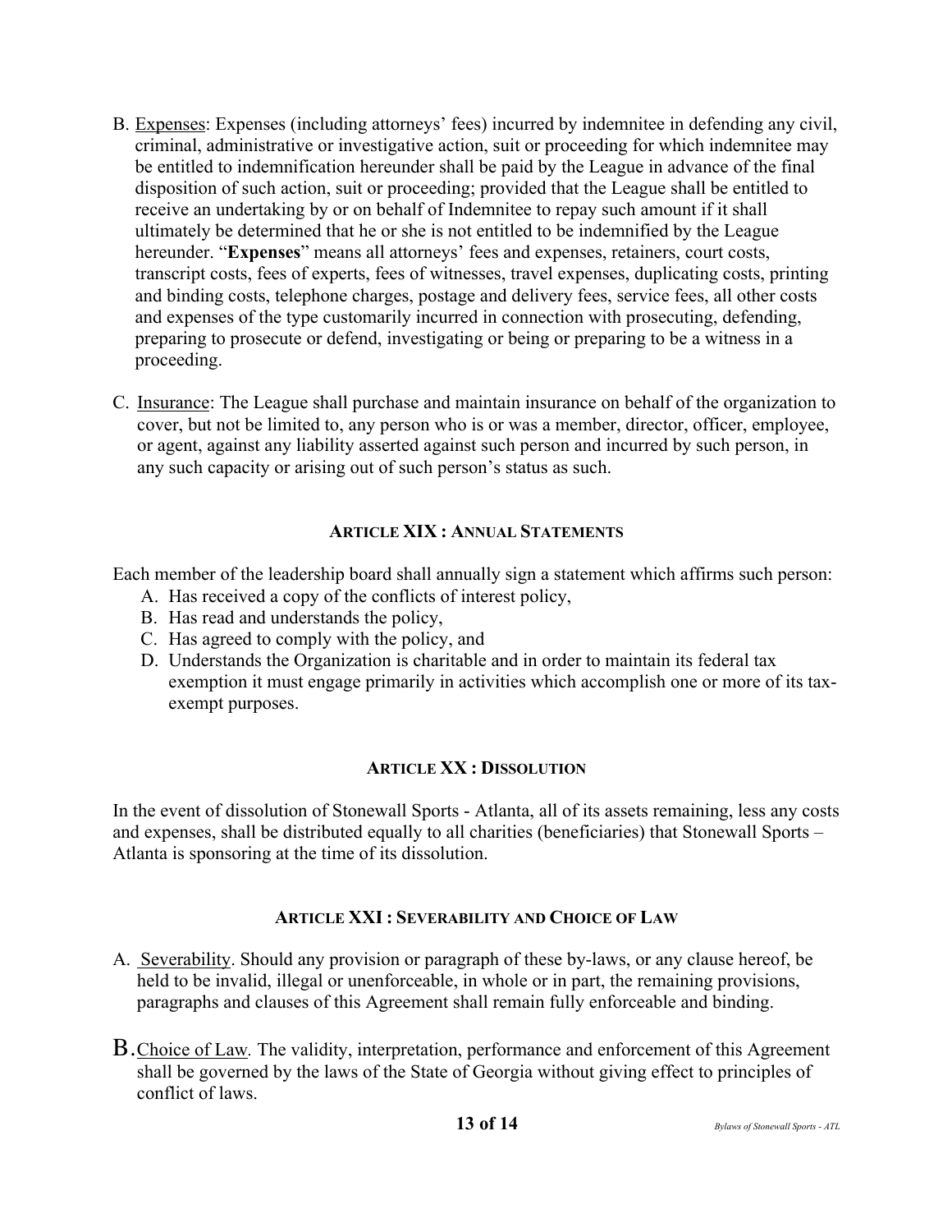B. Expenses: Expenses (including attorneys' fees) incurred by indemnitee in defending any civil, criminal, administrative or investigative action, suit or proceeding for which indemnitee may be entitled to indemnification hereunder shall be paid by the League in advance of the final disposition of such action, suit or proceeding; provided that the League shall be entitled to receive an undertaking by or on behalf of Indemnitee to repay such amount if it shall ultimately be determined that he or she is not entitled to be indemnified by the League hereunder. "**Expenses**" means all attorneys' fees and expenses, retainers, court costs, transcript costs, fees of experts, fees of witnesses, travel expenses, duplicating costs, printing and binding costs, telephone charges, postage and delivery fees, service fees, all other costs and expenses of the type customarily incurred in connection with prosecuting, defending, preparing to prosecute or defend, investigating or being or preparing to be a witness in a proceeding.

C. Insurance: The League shall purchase and maintain insurance on behalf of the organization to cover, but not be limited to, any person who is or was a member, director, officer, employee, or agent, against any liability asserted against such person and incurred by such person, in any such capacity or arising out of such person's status as such.

## ARTICLE XIX : ANNUAL STATEMENTS

Each member of the leadership board shall annually sign a statement which affirms such person:

A. Has received a copy of the conflicts of interest policy,
B. Has read and understands the policy,
C. Has agreed to comply with the policy, and
D. Understands the Organization is charitable and in order to maintain its federal tax exemption it must engage primarily in activities which accomplish one or more of its tax-exempt purposes.

## ARTICLE XX : DISSOLUTION

In the event of dissolution of Stonewall Sports - Atlanta, all of its assets remaining, less any costs and expenses, shall be distributed equally to all charities (beneficiaries) that Stonewall Sports – Atlanta is sponsoring at the time of its dissolution.

## ARTICLE XXI : SEVERABILITY AND CHOICE OF LAW

A. Severability. Should any provision or paragraph of these by-laws, or any clause hereof, be held to be invalid, illegal or unenforceable, in whole or in part, the remaining provisions, paragraphs and clauses of this Agreement shall remain fully enforceable and binding.

B. Choice of Law. The validity, interpretation, performance and enforcement of this Agreement shall be governed by the laws of the State of Georgia without giving effect to principles of conflict of laws.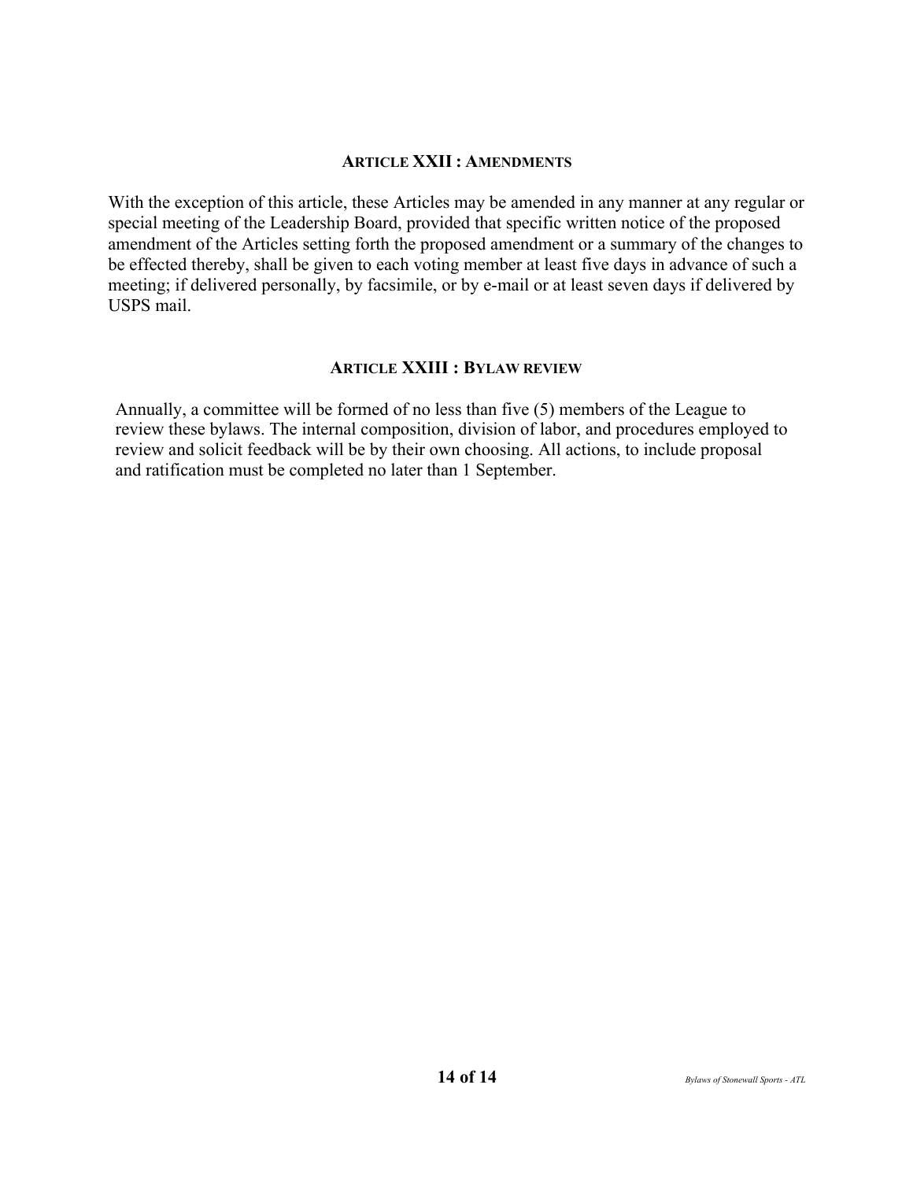## ARTICLE XXII : AMENDMENTS

With the exception of this article, these Articles may be amended in any manner at any regular or special meeting of the Leadership Board, provided that specific written notice of the proposed amendment of the Articles setting forth the proposed amendment or a summary of the changes to be effected thereby, shall be given to each voting member at least five days in advance of such a meeting; if delivered personally, by facsimile, or by e-mail or at least seven days if delivered by USPS mail.

## ARTICLE XXIII : BYLAW REVIEW

Annually, a committee will be formed of no less than five (5) members of the League to review these bylaws. The internal composition, division of labor, and procedures employed to review and solicit feedback will be by their own choosing. All actions, to include proposal and ratification must be completed no later than 1 September.